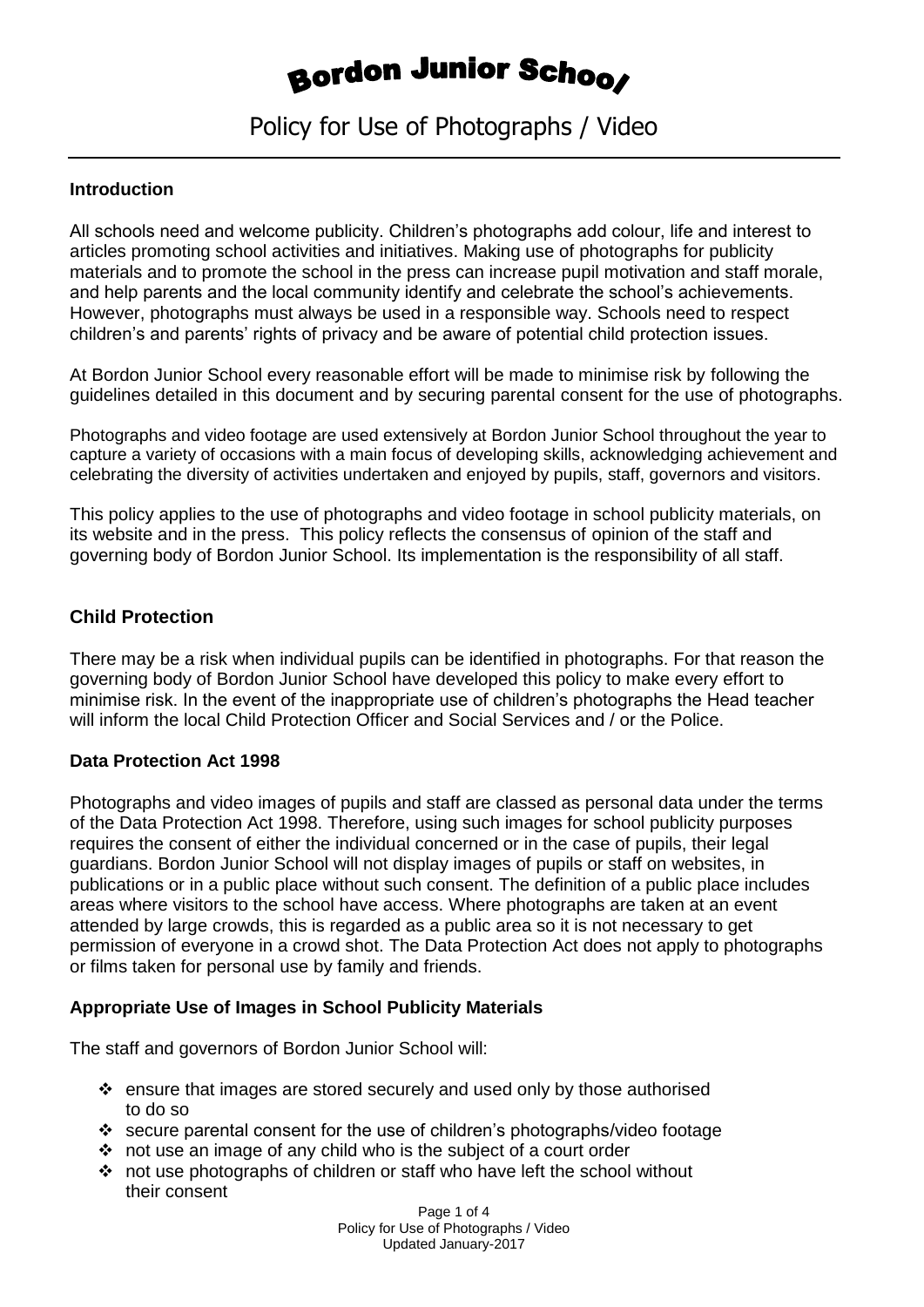# Bordon Junior School

## Policy for Use of Photographs / Video

### Introduction

All schools need and welcome publicity. Children's photographs add colour, life and interest to articles promoting school activities and initiatives. Making use of photographs for publicity materials and to promote the school in the press can increase pupil motivation and staff morale, and help parents and the local community identify and celebrate the school's achievements. However, photographs must always be used in a responsible way. Schools need to respect children's and parents' rights of privacy and be aware of potential child protection issues.

At Bordon Junior School every reasonable effort will be made to minimise risk by following the guidelines detailed in this document and by securing parental consent for the use of photographs.

Photographs and video footage are used extensively at Bordon Junior School throughout the year to capture a variety of occasions with a main focus of developing skills, acknowledging achievement and celebrating the diversity of activities undertaken and enjoyed by pupils, staff, governors and visitors.

This policy applies to the use of photographs and video footage in school publicity materials, on its website and in the press. This policy reflects the consensus of opinion of the staff and governing body of Bordon Junior School. Its implementation is the responsibility of all staff.

### Child Protection

There may be a risk when individual pupils can be identified in photographs. For that reason the governing body of Bordon Junior School have developed this policy to make every effort to minimise risk. In the event of the inappropriate use of children's photographs the Head teacher will inform the local Child Protection Officer and Social Services and / or the Police.

### Data Protection Act 1998

Photographs and video images of pupils and staff are classed as personal data under the terms of the Data Protection Act 1998. Therefore, using such images for school publicity purposes requires the consent of either the individual concerned or in the case of pupils, their legal guardians. Bordon Junior School will not display images of pupils or staff on websites, in publications or in a public place without such consent. The definition of a public place includes areas where visitors to the school have access. Where photographs are taken at an event attended by large crowds, this is regarded as a public area so it is not necessary to get permission of everyone in a crowd shot. The Data Protection Act does not apply to photographs or films taken for personal use by family and friends.

### Appropriate Use of Images in School Publicity Materials

The staff and governors of Bordon Junior School will:

- ensure that images are stored securely and used only by those authorised to do so
- secure parental consent for the use of children's photographs/video footage
- not use an image of any child who is the subject of a court order
- not use photographs of children or staff who have left the school without their consent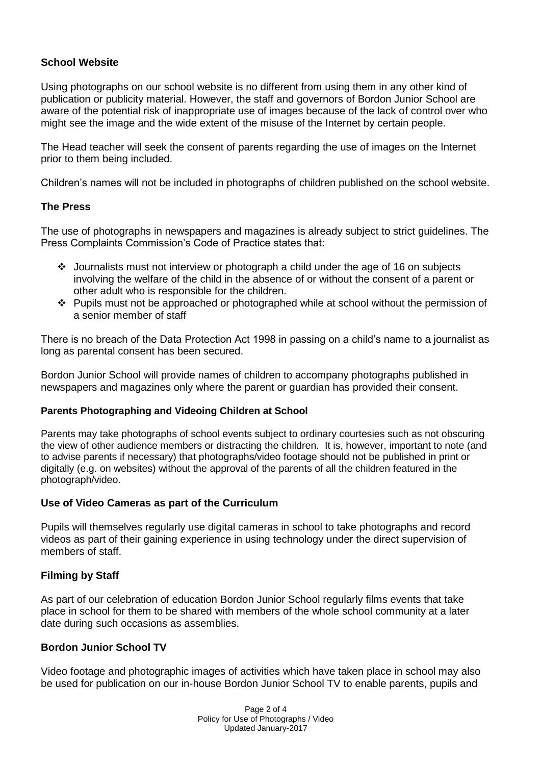## School Website

Using photographs on our school website is no different from using them in any other kind of publication or publicity material. However, the staff and governors of Bordon Junior School are aware of the potential risk of inappropriate use of images because of the lack of control over who might see the image and the wide extent of the misuse of the Internet by certain people.

The Head teacher will seek the consent of parents regarding the use of images on the Internet prior to them being included.

Children's names will not be included in photographs of children published on the school website.

## The Press

The use of photographs in newspapers and magazines is already subject to strict guidelines. The Press Complaints Commission's Code of Practice states that:

- Journalists must not interview or photograph a child under the age of 16 on subjects involving the welfare of the child in the absence of or without the consent of a parent or other adult who is responsible for the children.
- Pupils must not be approached or photographed while at school without the permission of a senior member of staff

There is no breach of the Data Protection Act 1998 in passing on a child's name to a journalist as long as parental consent has been secured.

Bordon Junior School will provide names of children to accompany photographs published in newspapers and magazines only where the parent or guardian has provided their consent.

### Parents Photographing and Videoing Children at School

Parents may take photographs of school events subject to ordinary courtesies such as not obscuring the view of other audience members or distracting the children. It is, however, important to note (and to advise parents if necessary) that photographs/video footage should not be published in print or digitally (e.g. on websites) without the approval of the parents of all the children featured in the photograph/video.

## Use of Video Cameras as part of the Curriculum

Pupils will themselves regularly use digital cameras in school to take photographs and record videos as part of their gaining experience in using technology under the direct supervision of members of staff.

## Filming by Staff

As part of our celebration of education Bordon Junior School regularly films events that take place in school for them to be shared with members of the whole school community at a later date during such occasions as assemblies.

## Bordon Junior School TV

Video footage and photographic images of activities which have taken place in school may also be used for publication on our in-house Bordon Junior School TV to enable parents, pupils and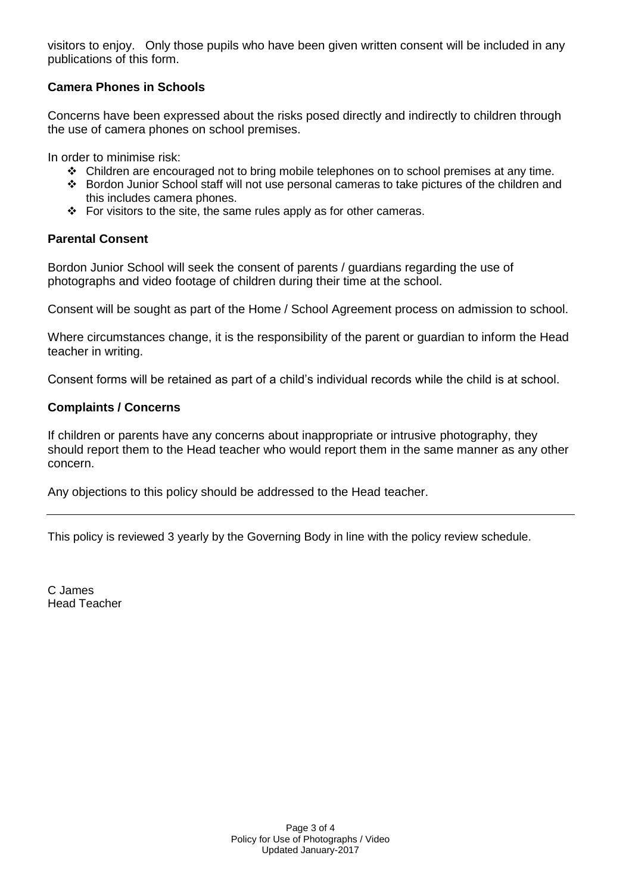visitors to enjoy. Only those pupils who have been given written consent will be included in any publications of this form.

**Camera Phones in Schools**

Concerns have been expressed about the risks posed directly and indirectly to children through the use of camera phones on school premises.

In order to minimise risk:

- Children are encouraged not to bring mobile telephones on to school premises at any time.
- Bordon Junior School staff will not use personal cameras to take pictures of the children and this includes camera phones.
- For visitors to the site, the same rules apply as for other cameras.

**Parental Consent**

Bordon Junior School will seek the consent of parents / guardians regarding the use of photographs and video footage of children during their time at the school.

Consent will be sought as part of the Home / School Agreement process on admission to school.

Where circumstances change, it is the responsibility of the parent or guardian to inform the Head teacher in writing.

Consent forms will be retained as part of a child's individual records while the child is at school.

**Complaints / Concerns**

If children or parents have any concerns about inappropriate or intrusive photography, they should report them to the Head teacher who would report them in the same manner as any other concern.

Any objections to this policy should be addressed to the Head teacher.

---

This policy is reviewed 3 yearly by the Governing Body in line with the policy review schedule.

C James
Head Teacher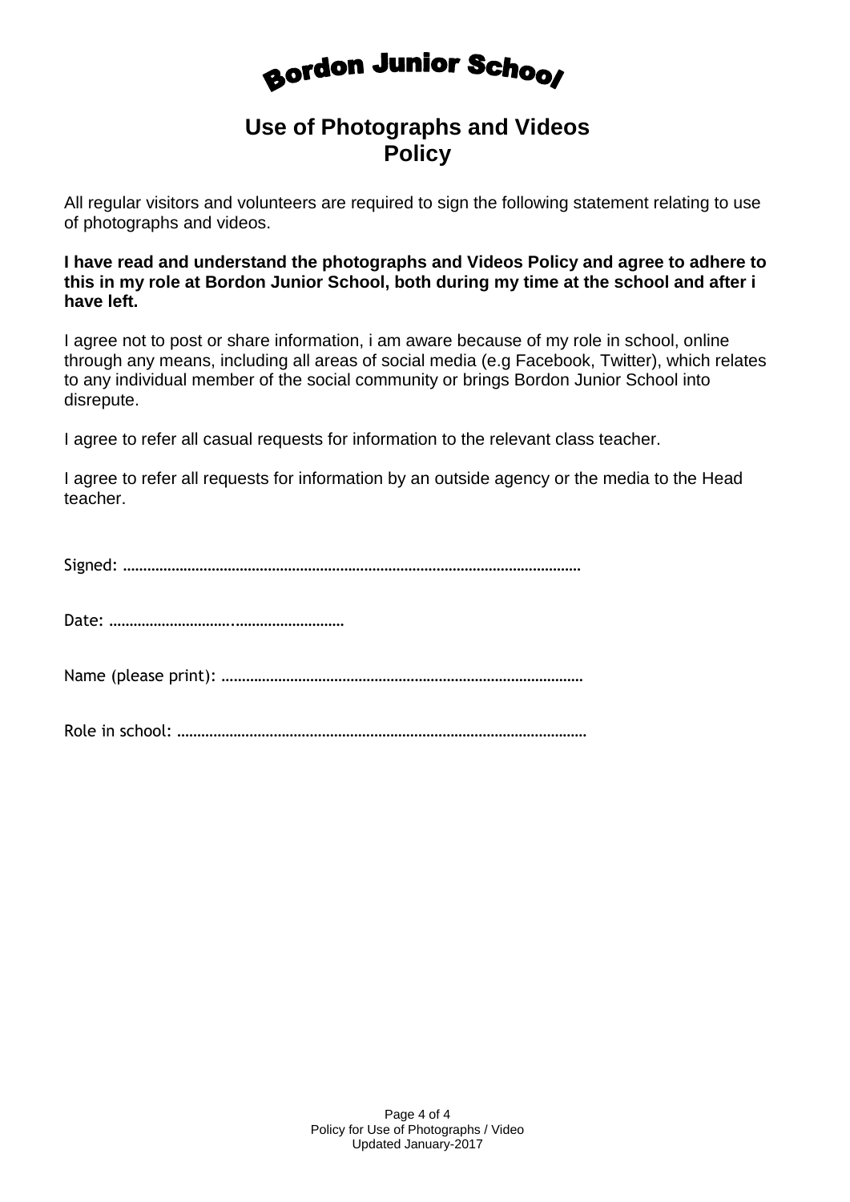# Bordon Junior School

## Use of Photographs and Videos Policy

All regular visitors and volunteers are required to sign the following statement relating to use of photographs and videos.

**I have read and understand the photographs and Videos Policy and agree to adhere to this in my role at Bordon Junior School, both during my time at the school and after i have left.**

I agree not to post or share information, i am aware because of my role in school, online through any means, including all areas of social media (e.g Facebook, Twitter), which relates to any individual member of the social community or brings Bordon Junior School into disrepute.

I agree to refer all casual requests for information to the relevant class teacher.

I agree to refer all requests for information by an outside agency or the media to the Head teacher.

Signed: ……………………………………………………………………………………………………

Date: ………………………..………………………

Name (please print): ……………………………………………………………………………

Role in school: ………………………………………………………………………………………